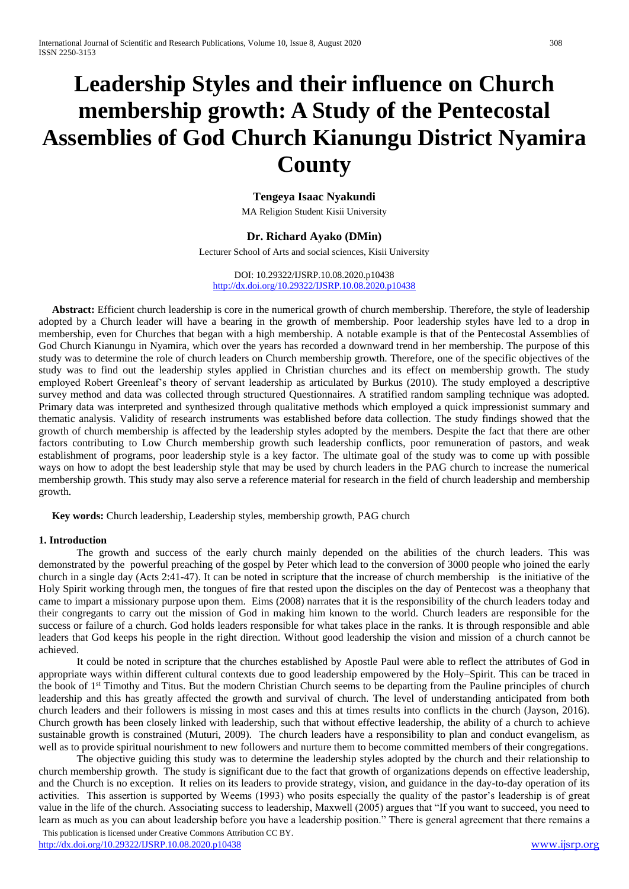# Leadership Styles and their influence on Church membership growth: A Study of the Pentecostal Assemblies of God Church Kianungu District Nyamira County

**Tengeya Isaac Nyakundi**

MA Religion Student Kisii University

**Dr. Richard Ayako (DMin)**

Lecturer School of Arts and social sciences, Kisii University

DOI: 10.29322/IJSRP.10.08.2020.p10438
http://dx.doi.org/10.29322/IJSRP.10.08.2020.p10438

**Abstract:** Efficient church leadership is core in the numerical growth of church membership. Therefore, the style of leadership adopted by a Church leader will have a bearing in the growth of membership. Poor leadership styles have led to a drop in membership, even for Churches that began with a high membership. A notable example is that of the Pentecostal Assemblies of God Church Kianungu in Nyamira, which over the years has recorded a downward trend in her membership. The purpose of this study was to determine the role of church leaders on Church membership growth. Therefore, one of the specific objectives of the study was to find out the leadership styles applied in Christian churches and its effect on membership growth. The study employed Robert Greenleaf's theory of servant leadership as articulated by Burkus (2010). The study employed a descriptive survey method and data was collected through structured Questionnaires. A stratified random sampling technique was adopted. Primary data was interpreted and synthesized through qualitative methods which employed a quick impressionist summary and thematic analysis. Validity of research instruments was established before data collection. The study findings showed that the growth of church membership is affected by the leadership styles adopted by the members. Despite the fact that there are other factors contributing to Low Church membership growth such leadership conflicts, poor remuneration of pastors, and weak establishment of programs, poor leadership style is a key factor. The ultimate goal of the study was to come up with possible ways on how to adopt the best leadership style that may be used by church leaders in the PAG church to increase the numerical membership growth. This study may also serve a reference material for research in the field of church leadership and membership growth.

**Key words:** Church leadership, Leadership styles, membership growth, PAG church

## 1. Introduction

The growth and success of the early church mainly depended on the abilities of the church leaders. This was demonstrated by the powerful preaching of the gospel by Peter which lead to the conversion of 3000 people who joined the early church in a single day (Acts 2:41-47). It can be noted in scripture that the increase of church membership is the initiative of the Holy Spirit working through men, the tongues of fire that rested upon the disciples on the day of Pentecost was a theophany that came to impart a missionary purpose upon them. Eims (2008) narrates that it is the responsibility of the church leaders today and their congregants to carry out the mission of God in making him known to the world. Church leaders are responsible for the success or failure of a church. God holds leaders responsible for what takes place in the ranks. It is through responsible and able leaders that God keeps his people in the right direction. Without good leadership the vision and mission of a church cannot be achieved.

It could be noted in scripture that the churches established by Apostle Paul were able to reflect the attributes of God in appropriate ways within different cultural contexts due to good leadership empowered by the Holy–Spirit. This can be traced in the book of 1st Timothy and Titus. But the modern Christian Church seems to be departing from the Pauline principles of church leadership and this has greatly affected the growth and survival of church. The level of understanding anticipated from both church leaders and their followers is missing in most cases and this at times results into conflicts in the church (Jayson, 2016). Church growth has been closely linked with leadership, such that without effective leadership, the ability of a church to achieve sustainable growth is constrained (Muturi, 2009). The church leaders have a responsibility to plan and conduct evangelism, as well as to provide spiritual nourishment to new followers and nurture them to become committed members of their congregations.

The objective guiding this study was to determine the leadership styles adopted by the church and their relationship to church membership growth. The study is significant due to the fact that growth of organizations depends on effective leadership, and the Church is no exception. It relies on its leaders to provide strategy, vision, and guidance in the day-to-day operation of its activities. This assertion is supported by Weems (1993) who posits especially the quality of the pastor's leadership is of great value in the life of the church. Associating success to leadership, Maxwell (2005) argues that "If you want to succeed, you need to learn as much as you can about leadership before you have a leadership position." There is general agreement that there remains a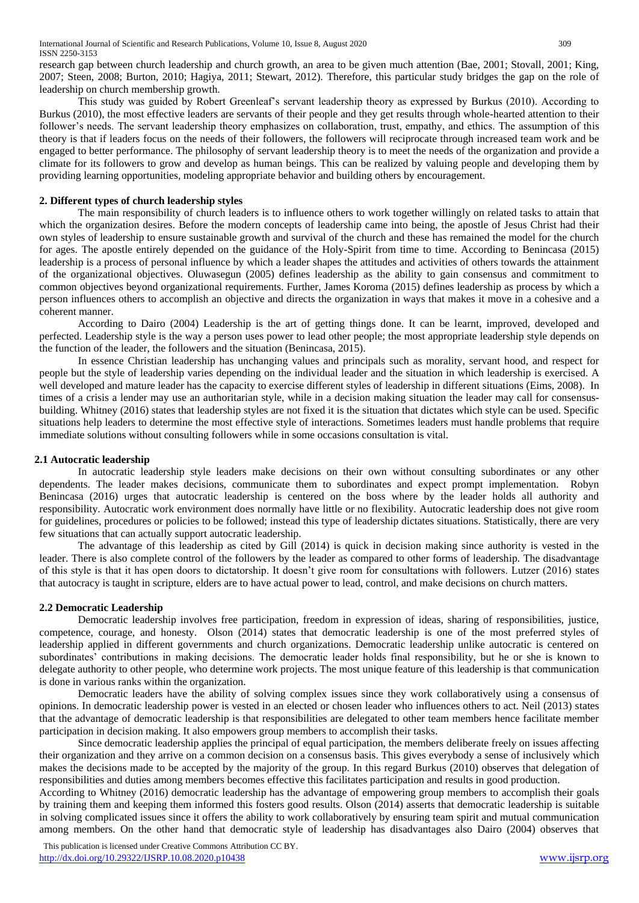research gap between church leadership and church growth, an area to be given much attention (Bae, 2001; Stovall, 2001; King, 2007; Steen, 2008; Burton, 2010; Hagiya, 2011; Stewart, 2012). Therefore, this particular study bridges the gap on the role of leadership on church membership growth.

This study was guided by Robert Greenleaf's servant leadership theory as expressed by Burkus (2010). According to Burkus (2010), the most effective leaders are servants of their people and they get results through whole-hearted attention to their follower's needs. The servant leadership theory emphasizes on collaboration, trust, empathy, and ethics. The assumption of this theory is that if leaders focus on the needs of their followers, the followers will reciprocate through increased team work and be engaged to better performance. The philosophy of servant leadership theory is to meet the needs of the organization and provide a climate for its followers to grow and develop as human beings. This can be realized by valuing people and developing them by providing learning opportunities, modeling appropriate behavior and building others by encouragement.

## 2. Different types of church leadership styles

The main responsibility of church leaders is to influence others to work together willingly on related tasks to attain that which the organization desires. Before the modern concepts of leadership came into being, the apostle of Jesus Christ had their own styles of leadership to ensure sustainable growth and survival of the church and these has remained the model for the church for ages. The apostle entirely depended on the guidance of the Holy-Spirit from time to time. According to Benincasa (2015) leadership is a process of personal influence by which a leader shapes the attitudes and activities of others towards the attainment of the organizational objectives. Oluwasegun (2005) defines leadership as the ability to gain consensus and commitment to common objectives beyond organizational requirements. Further, James Koroma (2015) defines leadership as process by which a person influences others to accomplish an objective and directs the organization in ways that makes it move in a cohesive and a coherent manner.

According to Dairo (2004) Leadership is the art of getting things done. It can be learnt, improved, developed and perfected. Leadership style is the way a person uses power to lead other people; the most appropriate leadership style depends on the function of the leader, the followers and the situation (Benincasa, 2015).

In essence Christian leadership has unchanging values and principals such as morality, servant hood, and respect for people but the style of leadership varies depending on the individual leader and the situation in which leadership is exercised. A well developed and mature leader has the capacity to exercise different styles of leadership in different situations (Eims, 2008). In times of a crisis a lender may use an authoritarian style, while in a decision making situation the leader may call for consensus-building. Whitney (2016) states that leadership styles are not fixed it is the situation that dictates which style can be used. Specific situations help leaders to determine the most effective style of interactions. Sometimes leaders must handle problems that require immediate solutions without consulting followers while in some occasions consultation is vital.

### 2.1 Autocratic leadership

In autocratic leadership style leaders make decisions on their own without consulting subordinates or any other dependents. The leader makes decisions, communicate them to subordinates and expect prompt implementation. Robyn Benincasa (2016) urges that autocratic leadership is centered on the boss where by the leader holds all authority and responsibility. Autocratic work environment does normally have little or no flexibility. Autocratic leadership does not give room for guidelines, procedures or policies to be followed; instead this type of leadership dictates situations. Statistically, there are very few situations that can actually support autocratic leadership.

The advantage of this leadership as cited by Gill (2014) is quick in decision making since authority is vested in the leader. There is also complete control of the followers by the leader as compared to other forms of leadership. The disadvantage of this style is that it has open doors to dictatorship. It doesn't give room for consultations with followers. Lutzer (2016) states that autocracy is taught in scripture, elders are to have actual power to lead, control, and make decisions on church matters.

### 2.2 Democratic Leadership

Democratic leadership involves free participation, freedom in expression of ideas, sharing of responsibilities, justice, competence, courage, and honesty. Olson (2014) states that democratic leadership is one of the most preferred styles of leadership applied in different governments and church organizations. Democratic leadership unlike autocratic is centered on subordinates' contributions in making decisions. The democratic leader holds final responsibility, but he or she is known to delegate authority to other people, who determine work projects. The most unique feature of this leadership is that communication is done in various ranks within the organization.

Democratic leaders have the ability of solving complex issues since they work collaboratively using a consensus of opinions. In democratic leadership power is vested in an elected or chosen leader who influences others to act. Neil (2013) states that the advantage of democratic leadership is that responsibilities are delegated to other team members hence facilitate member participation in decision making. It also empowers group members to accomplish their tasks.

Since democratic leadership applies the principal of equal participation, the members deliberate freely on issues affecting their organization and they arrive on a common decision on a consensus basis. This gives everybody a sense of inclusively which makes the decisions made to be accepted by the majority of the group. In this regard Burkus (2010) observes that delegation of responsibilities and duties among members becomes effective this facilitates participation and results in good production.

According to Whitney (2016) democratic leadership has the advantage of empowering group members to accomplish their goals by training them and keeping them informed this fosters good results. Olson (2014) asserts that democratic leadership is suitable in solving complicated issues since it offers the ability to work collaboratively by ensuring team spirit and mutual communication among members. On the other hand that democratic style of leadership has disadvantages also Dairo (2004) observes that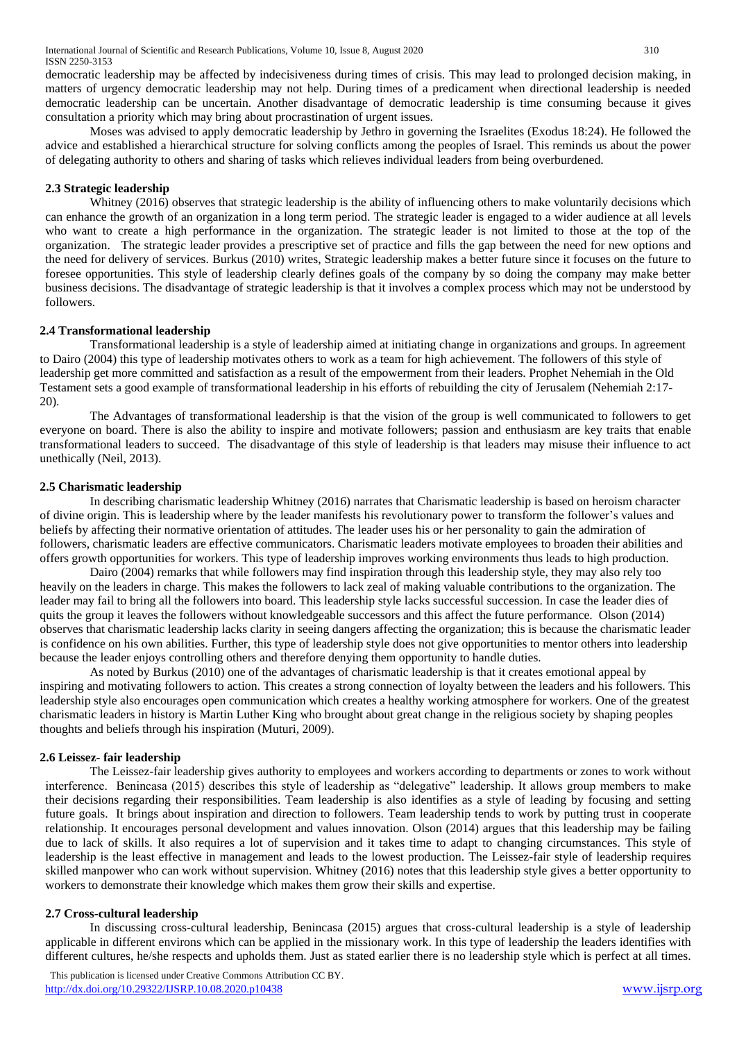democratic leadership may be affected by indecisiveness during times of crisis. This may lead to prolonged decision making, in matters of urgency democratic leadership may not help. During times of a predicament when directional leadership is needed democratic leadership can be uncertain. Another disadvantage of democratic leadership is time consuming because it gives consultation a priority which may bring about procrastination of urgent issues.

Moses was advised to apply democratic leadership by Jethro in governing the Israelites (Exodus 18:24). He followed the advice and established a hierarchical structure for solving conflicts among the peoples of Israel. This reminds us about the power of delegating authority to others and sharing of tasks which relieves individual leaders from being overburdened.

### 2.3 Strategic leadership

Whitney (2016) observes that strategic leadership is the ability of influencing others to make voluntarily decisions which can enhance the growth of an organization in a long term period. The strategic leader is engaged to a wider audience at all levels who want to create a high performance in the organization. The strategic leader is not limited to those at the top of the organization. The strategic leader provides a prescriptive set of practice and fills the gap between the need for new options and the need for delivery of services. Burkus (2010) writes, Strategic leadership makes a better future since it focuses on the future to foresee opportunities. This style of leadership clearly defines goals of the company by so doing the company may make better business decisions. The disadvantage of strategic leadership is that it involves a complex process which may not be understood by followers.

### 2.4 Transformational leadership

Transformational leadership is a style of leadership aimed at initiating change in organizations and groups. In agreement to Dairo (2004) this type of leadership motivates others to work as a team for high achievement. The followers of this style of leadership get more committed and satisfaction as a result of the empowerment from their leaders. Prophet Nehemiah in the Old Testament sets a good example of transformational leadership in his efforts of rebuilding the city of Jerusalem (Nehemiah 2:17-20).

The Advantages of transformational leadership is that the vision of the group is well communicated to followers to get everyone on board. There is also the ability to inspire and motivate followers; passion and enthusiasm are key traits that enable transformational leaders to succeed. The disadvantage of this style of leadership is that leaders may misuse their influence to act unethically (Neil, 2013).

### 2.5 Charismatic leadership

In describing charismatic leadership Whitney (2016) narrates that Charismatic leadership is based on heroism character of divine origin. This is leadership where by the leader manifests his revolutionary power to transform the follower's values and beliefs by affecting their normative orientation of attitudes. The leader uses his or her personality to gain the admiration of followers, charismatic leaders are effective communicators. Charismatic leaders motivate employees to broaden their abilities and offers growth opportunities for workers. This type of leadership improves working environments thus leads to high production.

Dairo (2004) remarks that while followers may find inspiration through this leadership style, they may also rely too heavily on the leaders in charge. This makes the followers to lack zeal of making valuable contributions to the organization. The leader may fail to bring all the followers into board. This leadership style lacks successful succession. In case the leader dies of quits the group it leaves the followers without knowledgeable successors and this affect the future performance. Olson (2014) observes that charismatic leadership lacks clarity in seeing dangers affecting the organization; this is because the charismatic leader is confidence on his own abilities. Further, this type of leadership style does not give opportunities to mentor others into leadership because the leader enjoys controlling others and therefore denying them opportunity to handle duties.

As noted by Burkus (2010) one of the advantages of charismatic leadership is that it creates emotional appeal by inspiring and motivating followers to action. This creates a strong connection of loyalty between the leaders and his followers. This leadership style also encourages open communication which creates a healthy working atmosphere for workers. One of the greatest charismatic leaders in history is Martin Luther King who brought about great change in the religious society by shaping peoples thoughts and beliefs through his inspiration (Muturi, 2009).

### 2.6 Leissez- fair leadership

The Leissez-fair leadership gives authority to employees and workers according to departments or zones to work without interference. Benincasa (2015) describes this style of leadership as "delegative" leadership. It allows group members to make their decisions regarding their responsibilities. Team leadership is also identifies as a style of leading by focusing and setting future goals. It brings about inspiration and direction to followers. Team leadership tends to work by putting trust in cooperate relationship. It encourages personal development and values innovation. Olson (2014) argues that this leadership may be failing due to lack of skills. It also requires a lot of supervision and it takes time to adapt to changing circumstances. This style of leadership is the least effective in management and leads to the lowest production. The Leissez-fair style of leadership requires skilled manpower who can work without supervision. Whitney (2016) notes that this leadership style gives a better opportunity to workers to demonstrate their knowledge which makes them grow their skills and expertise.

### 2.7 Cross-cultural leadership

In discussing cross-cultural leadership, Benincasa (2015) argues that cross-cultural leadership is a style of leadership applicable in different environs which can be applied in the missionary work. In this type of leadership the leaders identifies with different cultures, he/she respects and upholds them. Just as stated earlier there is no leadership style which is perfect at all times.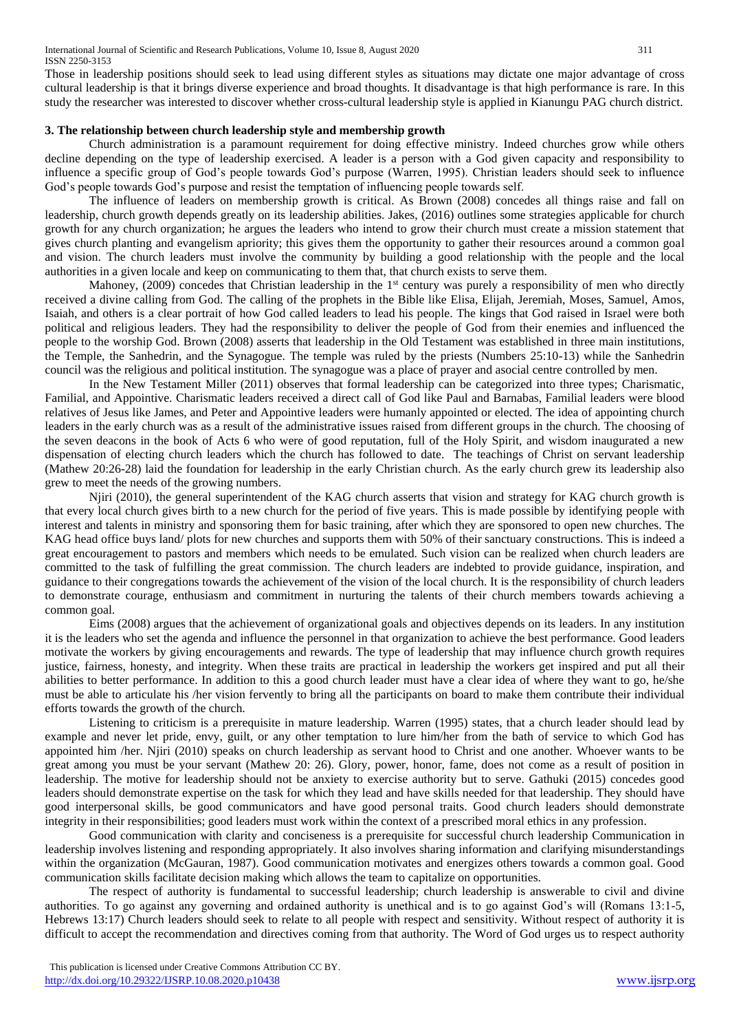Those in leadership positions should seek to lead using different styles as situations may dictate one major advantage of cross cultural leadership is that it brings diverse experience and broad thoughts. It disadvantage is that high performance is rare. In this study the researcher was interested to discover whether cross-cultural leadership style is applied in Kianungu PAG church district.

### 3. The relationship between church leadership style and membership growth

Church administration is a paramount requirement for doing effective ministry. Indeed churches grow while others decline depending on the type of leadership exercised. A leader is a person with a God given capacity and responsibility to influence a specific group of God's people towards God's purpose (Warren, 1995). Christian leaders should seek to influence God's people towards God's purpose and resist the temptation of influencing people towards self.

The influence of leaders on membership growth is critical. As Brown (2008) concedes all things raise and fall on leadership, church growth depends greatly on its leadership abilities. Jakes, (2016) outlines some strategies applicable for church growth for any church organization; he argues the leaders who intend to grow their church must create a mission statement that gives church planting and evangelism apriority; this gives them the opportunity to gather their resources around a common goal and vision. The church leaders must involve the community by building a good relationship with the people and the local authorities in a given locale and keep on communicating to them that, that church exists to serve them.

Mahoney, (2009) concedes that Christian leadership in the 1st century was purely a responsibility of men who directly received a divine calling from God. The calling of the prophets in the Bible like Elisa, Elijah, Jeremiah, Moses, Samuel, Amos, Isaiah, and others is a clear portrait of how God called leaders to lead his people. The kings that God raised in Israel were both political and religious leaders. They had the responsibility to deliver the people of God from their enemies and influenced the people to the worship God. Brown (2008) asserts that leadership in the Old Testament was established in three main institutions, the Temple, the Sanhedrin, and the Synagogue. The temple was ruled by the priests (Numbers 25:10-13) while the Sanhedrin council was the religious and political institution. The synagogue was a place of prayer and asocial centre controlled by men.

In the New Testament Miller (2011) observes that formal leadership can be categorized into three types; Charismatic, Familial, and Appointive. Charismatic leaders received a direct call of God like Paul and Barnabas, Familial leaders were blood relatives of Jesus like James, and Peter and Appointive leaders were humanly appointed or elected. The idea of appointing church leaders in the early church was as a result of the administrative issues raised from different groups in the church. The choosing of the seven deacons in the book of Acts 6 who were of good reputation, full of the Holy Spirit, and wisdom inaugurated a new dispensation of electing church leaders which the church has followed to date. The teachings of Christ on servant leadership (Mathew 20:26-28) laid the foundation for leadership in the early Christian church. As the early church grew its leadership also grew to meet the needs of the growing numbers.

Njiri (2010), the general superintendent of the KAG church asserts that vision and strategy for KAG church growth is that every local church gives birth to a new church for the period of five years. This is made possible by identifying people with interest and talents in ministry and sponsoring them for basic training, after which they are sponsored to open new churches. The KAG head office buys land/ plots for new churches and supports them with 50% of their sanctuary constructions. This is indeed a great encouragement to pastors and members which needs to be emulated. Such vision can be realized when church leaders are committed to the task of fulfilling the great commission. The church leaders are indebted to provide guidance, inspiration, and guidance to their congregations towards the achievement of the vision of the local church. It is the responsibility of church leaders to demonstrate courage, enthusiasm and commitment in nurturing the talents of their church members towards achieving a common goal.

Eims (2008) argues that the achievement of organizational goals and objectives depends on its leaders. In any institution it is the leaders who set the agenda and influence the personnel in that organization to achieve the best performance. Good leaders motivate the workers by giving encouragements and rewards. The type of leadership that may influence church growth requires justice, fairness, honesty, and integrity. When these traits are practical in leadership the workers get inspired and put all their abilities to better performance. In addition to this a good church leader must have a clear idea of where they want to go, he/she must be able to articulate his /her vision fervently to bring all the participants on board to make them contribute their individual efforts towards the growth of the church.

Listening to criticism is a prerequisite in mature leadership. Warren (1995) states, that a church leader should lead by example and never let pride, envy, guilt, or any other temptation to lure him/her from the bath of service to which God has appointed him /her. Njiri (2010) speaks on church leadership as servant hood to Christ and one another. Whoever wants to be great among you must be your servant (Mathew 20: 26). Glory, power, honor, fame, does not come as a result of position in leadership. The motive for leadership should not be anxiety to exercise authority but to serve. Gathuki (2015) concedes good leaders should demonstrate expertise on the task for which they lead and have skills needed for that leadership. They should have good interpersonal skills, be good communicators and have good personal traits. Good church leaders should demonstrate integrity in their responsibilities; good leaders must work within the context of a prescribed moral ethics in any profession.

Good communication with clarity and conciseness is a prerequisite for successful church leadership Communication in leadership involves listening and responding appropriately. It also involves sharing information and clarifying misunderstandings within the organization (McGauran, 1987). Good communication motivates and energizes others towards a common goal. Good communication skills facilitate decision making which allows the team to capitalize on opportunities.

The respect of authority is fundamental to successful leadership; church leadership is answerable to civil and divine authorities. To go against any governing and ordained authority is unethical and is to go against God's will (Romans 13:1-5, Hebrews 13:17) Church leaders should seek to relate to all people with respect and sensitivity. Without respect of authority it is difficult to accept the recommendation and directives coming from that authority. The Word of God urges us to respect authority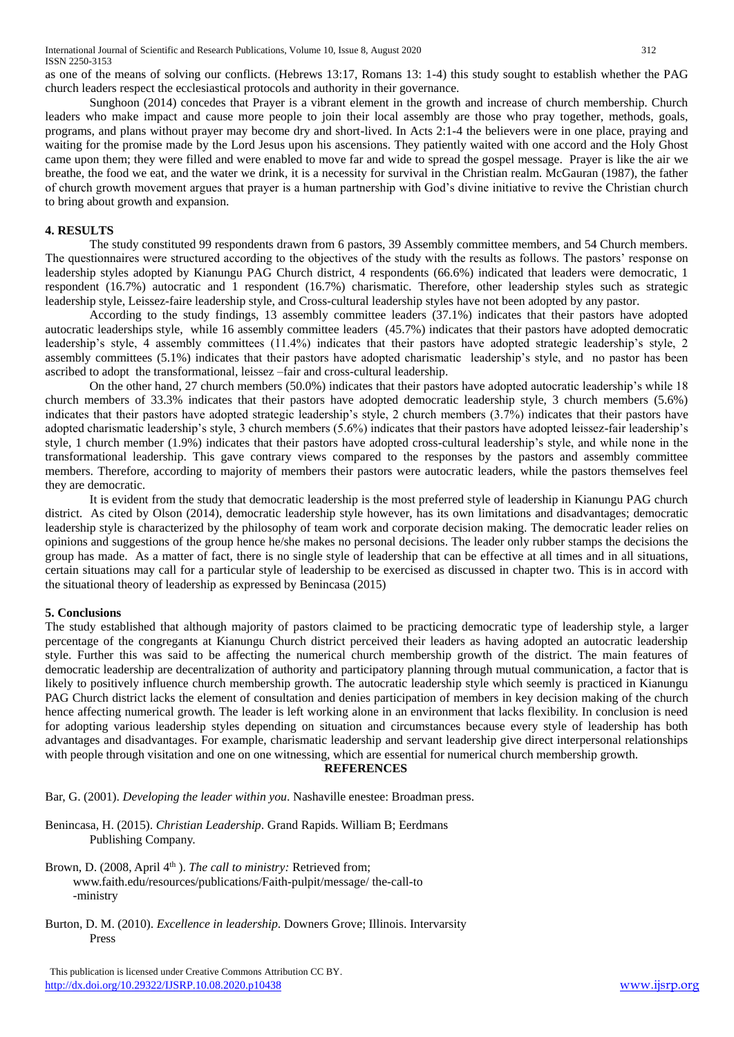as one of the means of solving our conflicts. (Hebrews 13:17, Romans 13: 1-4) this study sought to establish whether the PAG church leaders respect the ecclesiastical protocols and authority in their governance.

Sunghoon (2014) concedes that Prayer is a vibrant element in the growth and increase of church membership. Church leaders who make impact and cause more people to join their local assembly are those who pray together, methods, goals, programs, and plans without prayer may become dry and short-lived. In Acts 2:1-4 the believers were in one place, praying and waiting for the promise made by the Lord Jesus upon his ascensions. They patiently waited with one accord and the Holy Ghost came upon them; they were filled and were enabled to move far and wide to spread the gospel message. Prayer is like the air we breathe, the food we eat, and the water we drink, it is a necessity for survival in the Christian realm. McGauran (1987), the father of church growth movement argues that prayer is a human partnership with God's divine initiative to revive the Christian church to bring about growth and expansion.

## 4. RESULTS

The study constituted 99 respondents drawn from 6 pastors, 39 Assembly committee members, and 54 Church members. The questionnaires were structured according to the objectives of the study with the results as follows. The pastors' response on leadership styles adopted by Kianungu PAG Church district, 4 respondents (66.6%) indicated that leaders were democratic, 1 respondent (16.7%) autocratic and 1 respondent (16.7%) charismatic. Therefore, other leadership styles such as strategic leadership style, Leissez-faire leadership style, and Cross-cultural leadership styles have not been adopted by any pastor.

According to the study findings, 13 assembly committee leaders (37.1%) indicates that their pastors have adopted autocratic leaderships style, while 16 assembly committee leaders (45.7%) indicates that their pastors have adopted democratic leadership's style, 4 assembly committees (11.4%) indicates that their pastors have adopted strategic leadership's style, 2 assembly committees (5.1%) indicates that their pastors have adopted charismatic leadership's style, and no pastor has been ascribed to adopt the transformational, leissez –fair and cross-cultural leadership.

On the other hand, 27 church members (50.0%) indicates that their pastors have adopted autocratic leadership's while 18 church members of 33.3% indicates that their pastors have adopted democratic leadership style, 3 church members (5.6%) indicates that their pastors have adopted strategic leadership's style, 2 church members (3.7%) indicates that their pastors have adopted charismatic leadership's style, 3 church members (5.6%) indicates that their pastors have adopted leissez-fair leadership's style, 1 church member (1.9%) indicates that their pastors have adopted cross-cultural leadership's style, and while none in the transformational leadership. This gave contrary views compared to the responses by the pastors and assembly committee members. Therefore, according to majority of members their pastors were autocratic leaders, while the pastors themselves feel they are democratic.

It is evident from the study that democratic leadership is the most preferred style of leadership in Kianungu PAG church district. As cited by Olson (2014), democratic leadership style however, has its own limitations and disadvantages; democratic leadership style is characterized by the philosophy of team work and corporate decision making. The democratic leader relies on opinions and suggestions of the group hence he/she makes no personal decisions. The leader only rubber stamps the decisions the group has made. As a matter of fact, there is no single style of leadership that can be effective at all times and in all situations, certain situations may call for a particular style of leadership to be exercised as discussed in chapter two. This is in accord with the situational theory of leadership as expressed by Benincasa (2015)

## 5. Conclusions

The study established that although majority of pastors claimed to be practicing democratic type of leadership style, a larger percentage of the congregants at Kianungu Church district perceived their leaders as having adopted an autocratic leadership style. Further this was said to be affecting the numerical church membership growth of the district. The main features of democratic leadership are decentralization of authority and participatory planning through mutual communication, a factor that is likely to positively influence church membership growth. The autocratic leadership style which seemly is practiced in Kianungu PAG Church district lacks the element of consultation and denies participation of members in key decision making of the church hence affecting numerical growth. The leader is left working alone in an environment that lacks flexibility. In conclusion is need for adopting various leadership styles depending on situation and circumstances because every style of leadership has both advantages and disadvantages. For example, charismatic leadership and servant leadership give direct interpersonal relationships with people through visitation and one on one witnessing, which are essential for numerical church membership growth.

## REFERENCES

Bar, G. (2001). *Developing the leader within you*. Nashaville enestee: Broadman press.

Benincasa, H. (2015). *Christian Leadership*. Grand Rapids. William B; Eerdmans Publishing Company.

Brown, D. (2008, April 4th ). *The call to ministry:* Retrieved from; www.faith.edu/resources/publications/Faith-pulpit/message/ the-call-to -ministry

Burton, D. M. (2010). *Excellence in leadership*. Downers Grove; Illinois. Intervarsity Press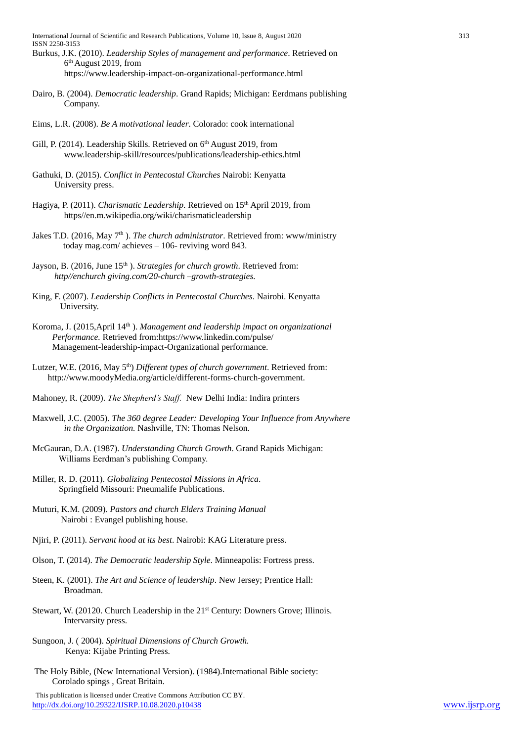Burkus, J.K. (2010). *Leadership Styles of management and performance*. Retrieved on 6th August 2019, from https://www.leadership-impact-on-organizational-performance.html

Dairo, B. (2004). *Democratic leadership*. Grand Rapids; Michigan: Eerdmans publishing Company.

Eims, L.R. (2008). *Be A motivational leader*. Colorado: cook international

Gill, P. (2014). Leadership Skills. Retrieved on 6th August 2019, from www.leadership-skill/resources/publications/leadership-ethics.html

Gathuki, D. (2015). *Conflict in Pentecostal Churches* Nairobi: Kenyatta University press.

Hagiya, P. (2011). *Charismatic Leadership*. Retrieved on 15th April 2019, from https//en.m.wikipedia.org/wiki/charismaticleadership

Jakes T.D. (2016, May 7th ). *The church administrator*. Retrieved from: www/ministry today mag.com/ achieves – 106- reviving word 843.

Jayson, B. (2016, June 15th ). *Strategies for church growth*. Retrieved from: *http//enchurch giving.com/20-church –growth-strategies.*

King, F. (2007). *Leadership Conflicts in Pentecostal Churches*. Nairobi. Kenyatta University.

Koroma, J. (2015,April 14th ). *Management and leadership impact on organizational Performance.* Retrieved from:https://www.linkedin.com/pulse/ Management-leadership-impact-Organizational performance.

Lutzer, W.E. (2016, May 5th) *Different types of church government*. Retrieved from: http://www.moodyMedia.org/article/different-forms-church-government.

Mahoney, R. (2009). *The Shepherd's Staff.* New Delhi India: Indira printers

Maxwell, J.C. (2005). *The 360 degree Leader: Developing Your Influence from Anywhere in the Organization.* Nashville, TN: Thomas Nelson.

McGauran, D.A. (1987). *Understanding Church Growth*. Grand Rapids Michigan: Williams Eerdman's publishing Company.

Miller, R. D. (2011). *Globalizing Pentecostal Missions in Africa*. Springfield Missouri: Pneumalife Publications.

Muturi, K.M. (2009). *Pastors and church Elders Training Manual* Nairobi : Evangel publishing house.

Njiri, P. (2011). *Servant hood at its best*. Nairobi: KAG Literature press.

Olson, T. (2014). *The Democratic leadership Style*. Minneapolis: Fortress press.

Steen, K. (2001). *The Art and Science of leadership*. New Jersey; Prentice Hall: Broadman.

Stewart, W. (20120. Church Leadership in the 21st Century: Downers Grove; Illinois. Intervarsity press.

Sungoon, J. ( 2004). *Spiritual Dimensions of Church Growth.* Kenya: Kijabe Printing Press.

The Holy Bible, (New International Version). (1984).International Bible society: Corolado spings , Great Britain.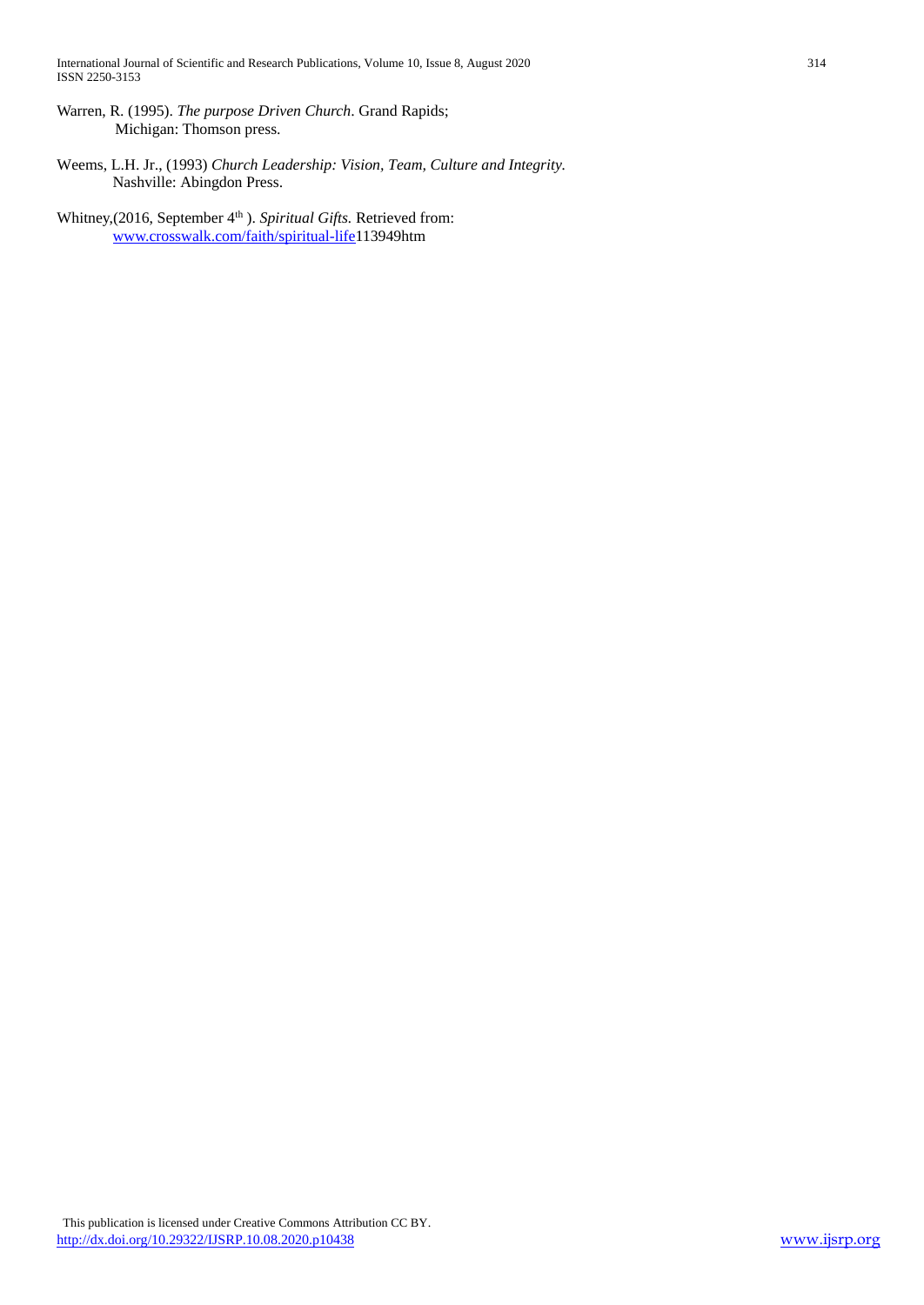Warren, R. (1995). *The purpose Driven Church*. Grand Rapids; Michigan: Thomson press.

Weems, L.H. Jr., (1993) *Church Leadership: Vision, Team, Culture and Integrity.* Nashville: Abingdon Press.

Whitney,(2016, September 4th ). *Spiritual Gifts.* Retrieved from: www.crosswalk.com/faith/spiritual-life113949htm